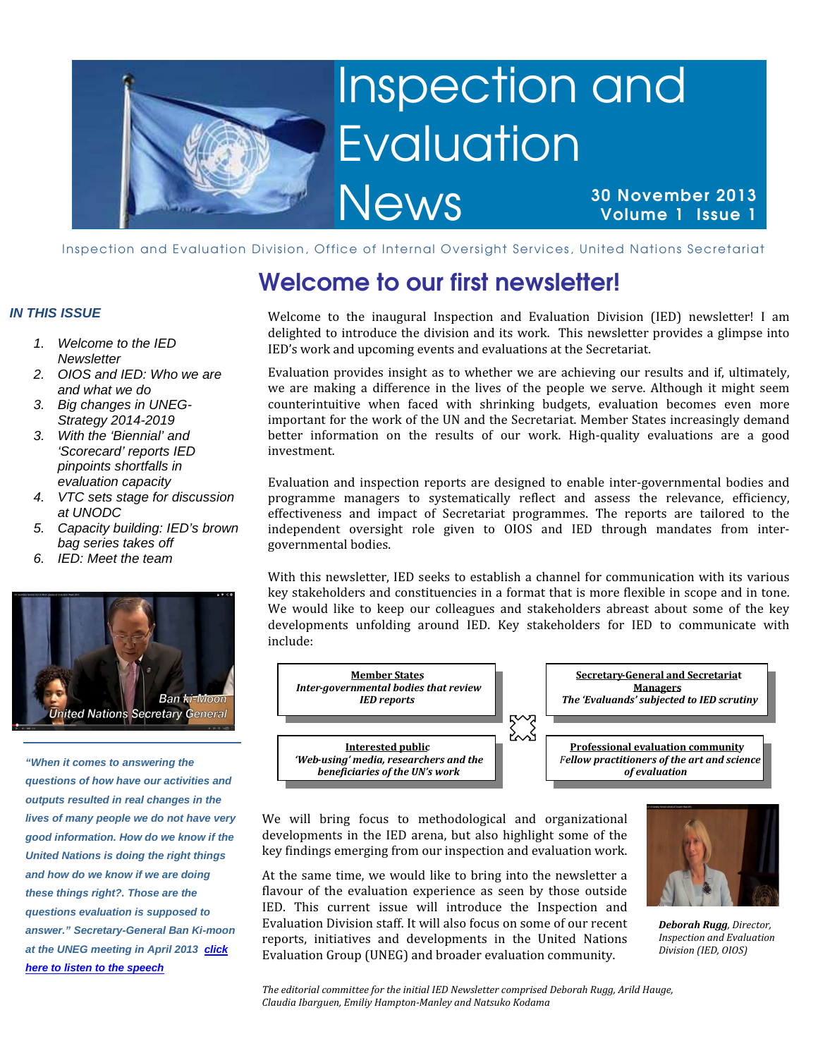# Inspection and Evaluation News

**30 November 2013**
**Volume 1 Issue 1**

Inspection and Evaluation Division, Office of Internal Oversight Services, United Nations Secretariat

***IN THIS ISSUE***

1. *Welcome to the IED Newsletter*
2. *OIOS and IED: Who we are and what we do*
3. *Big changes in UNEG-Strategy 2014-2019*
3. *With the 'Biennial' and 'Scorecard' reports IED pinpoints shortfalls in evaluation capacity*
4. *VTC sets stage for discussion at UNODC*
5. *Capacity building: IED's brown bag series takes off*
6. *IED: Meet the team*

Ban ki-Moon
United Nations Secretary General

***"When it comes to answering the questions of how have our activities and outputs resulted in real changes in the lives of many people we do not have very good information. How do we know if the United Nations is doing the right things and how do we know if we are doing these things right?. Those are the questions evaluation is supposed to answer." Secretary-General Ban Ki-moon at the UNEG meeting in April 2013 click here to listen to the speech***

## Welcome to our first newsletter!

Welcome to the inaugural Inspection and Evaluation Division (IED) newsletter! I am delighted to introduce the division and its work. This newsletter provides a glimpse into IED's work and upcoming events and evaluations at the Secretariat.

Evaluation provides insight as to whether we are achieving our results and if, ultimately, we are making a difference in the lives of the people we serve. Although it might seem counterintuitive when faced with shrinking budgets, evaluation becomes even more important for the work of the UN and the Secretariat. Member States increasingly demand better information on the results of our work. High-quality evaluations are a good investment.

Evaluation and inspection reports are designed to enable inter-governmental bodies and programme managers to systematically reflect and assess the relevance, efficiency, effectiveness and impact of Secretariat programmes. The reports are tailored to the independent oversight role given to OIOS and IED through mandates from inter-governmental bodies.

With this newsletter, IED seeks to establish a channel for communication with its various key stakeholders and constituencies in a format that is more flexible in scope and in tone. We would like to keep our colleagues and stakeholders abreast about some of the key developments unfolding around IED. Key stakeholders for IED to communicate with include:

**Member States**
***Inter-governmental bodies that review IED reports***

**Secretary-General and Secretariat Managers**
***The 'Evaluands' subjected to IED scrutiny***

**Interested public**
***'Web-using' media, researchers and the beneficiaries of the UN's work***

**Professional evaluation community**
***Fellow practitioners of the art and science of evaluation***

We will bring focus to methodological and organizational developments in the IED arena, but also highlight some of the key findings emerging from our inspection and evaluation work.

At the same time, we would like to bring into the newsletter a flavour of the evaluation experience as seen by those outside IED. This current issue will introduce the Inspection and Evaluation Division staff. It will also focus on some of our recent reports, initiatives and developments in the United Nations Evaluation Group (UNEG) and broader evaluation community.

***Deborah Rugg**, Director, Inspection and Evaluation Division (IED, OIOS)*

*The editorial committee for the initial IED Newsletter comprised Deborah Rugg, Arild Hauge, Claudia Ibarguen, Emiliy Hampton-Manley and Natsuko Kodama*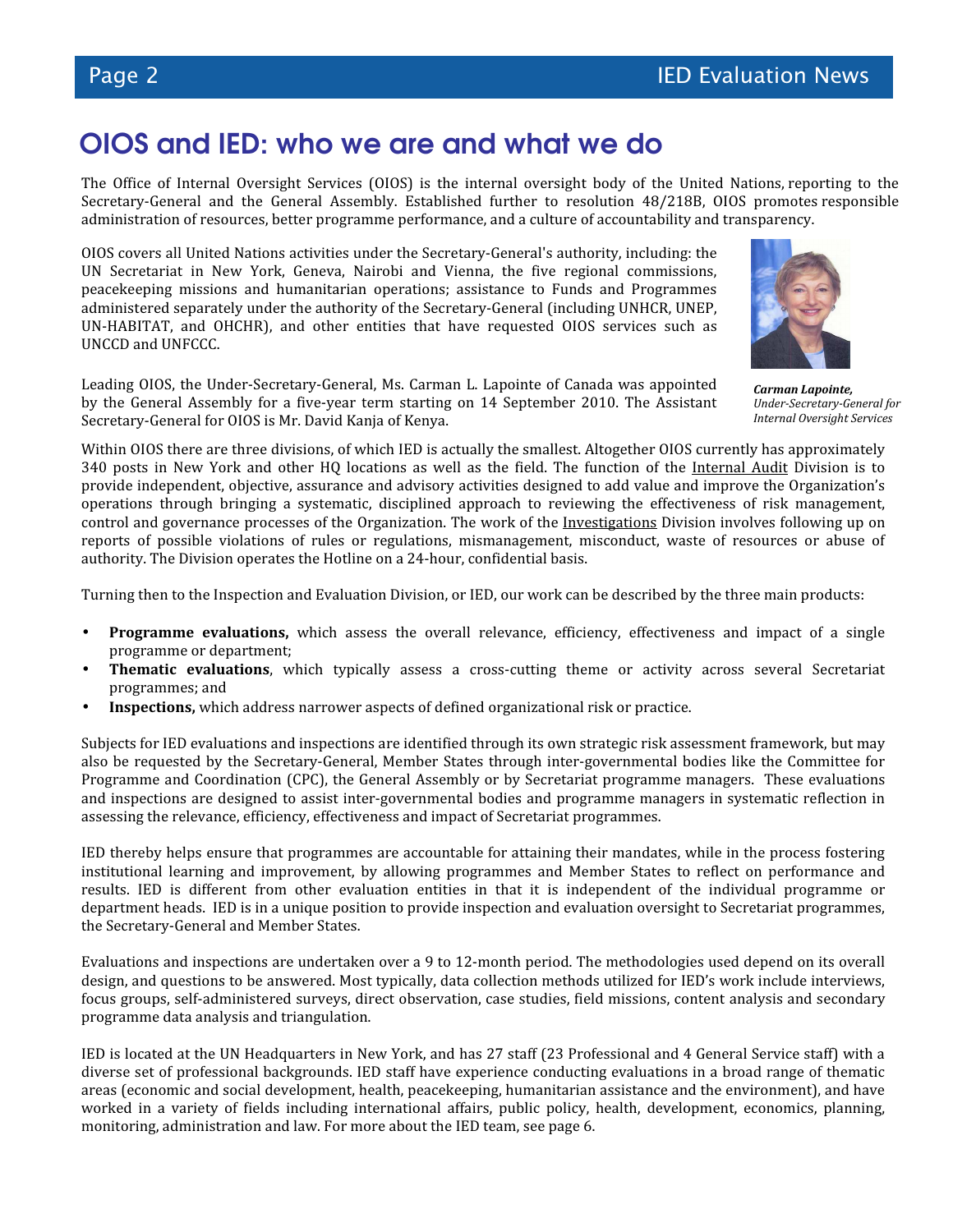# OIOS and IED: who we are and what we do

The Office of Internal Oversight Services (OIOS) is the internal oversight body of the United Nations, reporting to the Secretary-General and the General Assembly. Established further to resolution 48/218B, OIOS promotes responsible administration of resources, better programme performance, and a culture of accountability and transparency.

OIOS covers all United Nations activities under the Secretary-General's authority, including: the UN Secretariat in New York, Geneva, Nairobi and Vienna, the five regional commissions, peacekeeping missions and humanitarian operations; assistance to Funds and Programmes administered separately under the authority of the Secretary-General (including UNHCR, UNEP, UN-HABITAT, and OHCHR), and other entities that have requested OIOS services such as UNCCD and UNFCCC.

Leading OIOS, the Under-Secretary-General, Ms. Carman L. Lapointe of Canada was appointed by the General Assembly for a five-year term starting on 14 September 2010. The Assistant Secretary-General for OIOS is Mr. David Kanja of Kenya.

***Carman Lapointe,*** *Under-Secretary-General for Internal Oversight Services*

Within OIOS there are three divisions, of which IED is actually the smallest. Altogether OIOS currently has approximately 340 posts in New York and other HQ locations as well as the field. The function of the Internal Audit Division is to provide independent, objective, assurance and advisory activities designed to add value and improve the Organization's operations through bringing a systematic, disciplined approach to reviewing the effectiveness of risk management, control and governance processes of the Organization. The work of the Investigations Division involves following up on reports of possible violations of rules or regulations, mismanagement, misconduct, waste of resources or abuse of authority. The Division operates the Hotline on a 24-hour, confidential basis.

Turning then to the Inspection and Evaluation Division, or IED, our work can be described by the three main products:

- **Programme evaluations,** which assess the overall relevance, efficiency, effectiveness and impact of a single programme or department;
- **Thematic evaluations**, which typically assess a cross-cutting theme or activity across several Secretariat programmes; and
- **Inspections,** which address narrower aspects of defined organizational risk or practice.

Subjects for IED evaluations and inspections are identified through its own strategic risk assessment framework, but may also be requested by the Secretary-General, Member States through inter-governmental bodies like the Committee for Programme and Coordination (CPC), the General Assembly or by Secretariat programme managers. These evaluations and inspections are designed to assist inter-governmental bodies and programme managers in systematic reflection in assessing the relevance, efficiency, effectiveness and impact of Secretariat programmes.

IED thereby helps ensure that programmes are accountable for attaining their mandates, while in the process fostering institutional learning and improvement, by allowing programmes and Member States to reflect on performance and results. IED is different from other evaluation entities in that it is independent of the individual programme or department heads. IED is in a unique position to provide inspection and evaluation oversight to Secretariat programmes, the Secretary-General and Member States.

Evaluations and inspections are undertaken over a 9 to 12-month period. The methodologies used depend on its overall design, and questions to be answered. Most typically, data collection methods utilized for IED's work include interviews, focus groups, self-administered surveys, direct observation, case studies, field missions, content analysis and secondary programme data analysis and triangulation.

IED is located at the UN Headquarters in New York, and has 27 staff (23 Professional and 4 General Service staff) with a diverse set of professional backgrounds. IED staff have experience conducting evaluations in a broad range of thematic areas (economic and social development, health, peacekeeping, humanitarian assistance and the environment), and have worked in a variety of fields including international affairs, public policy, health, development, economics, planning, monitoring, administration and law. For more about the IED team, see page 6.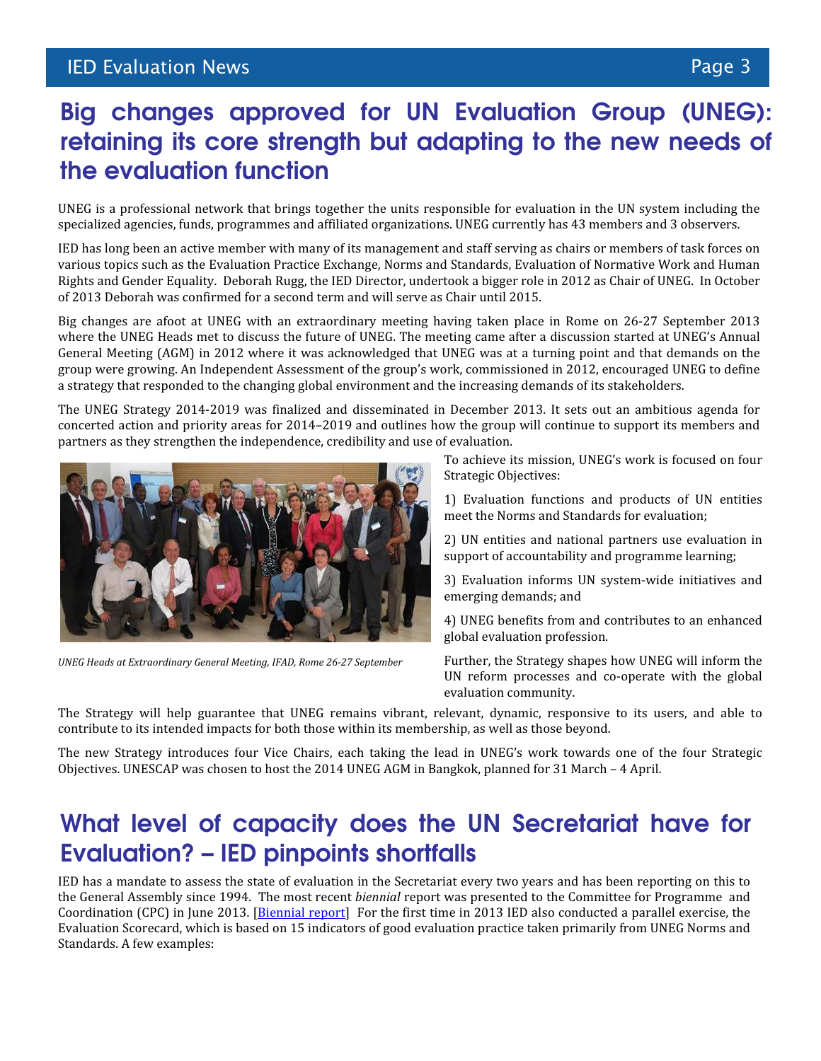## Big changes approved for UN Evaluation Group (UNEG): retaining its core strength but adapting to the new needs of the evaluation function

UNEG is a professional network that brings together the units responsible for evaluation in the UN system including the specialized agencies, funds, programmes and affiliated organizations. UNEG currently has 43 members and 3 observers.

IED has long been an active member with many of its management and staff serving as chairs or members of task forces on various topics such as the Evaluation Practice Exchange, Norms and Standards, Evaluation of Normative Work and Human Rights and Gender Equality. Deborah Rugg, the IED Director, undertook a bigger role in 2012 as Chair of UNEG. In October of 2013 Deborah was confirmed for a second term and will serve as Chair until 2015.

Big changes are afoot at UNEG with an extraordinary meeting having taken place in Rome on 26-27 September 2013 where the UNEG Heads met to discuss the future of UNEG. The meeting came after a discussion started at UNEG's Annual General Meeting (AGM) in 2012 where it was acknowledged that UNEG was at a turning point and that demands on the group were growing. An Independent Assessment of the group's work, commissioned in 2012, encouraged UNEG to define a strategy that responded to the changing global environment and the increasing demands of its stakeholders.

The UNEG Strategy 2014-2019 was finalized and disseminated in December 2013. It sets out an ambitious agenda for concerted action and priority areas for 2014–2019 and outlines how the group will continue to support its members and partners as they strengthen the independence, credibility and use of evaluation.

*UNEG Heads at Extraordinary General Meeting, IFAD, Rome 26-27 September*

To achieve its mission, UNEG's work is focused on four Strategic Objectives:

1) Evaluation functions and products of UN entities meet the Norms and Standards for evaluation;

2) UN entities and national partners use evaluation in support of accountability and programme learning;

3) Evaluation informs UN system-wide initiatives and emerging demands; and

4) UNEG benefits from and contributes to an enhanced global evaluation profession.

Further, the Strategy shapes how UNEG will inform the UN reform processes and co-operate with the global evaluation community.

The Strategy will help guarantee that UNEG remains vibrant, relevant, dynamic, responsive to its users, and able to contribute to its intended impacts for both those within its membership, as well as those beyond.

The new Strategy introduces four Vice Chairs, each taking the lead in UNEG's work towards one of the four Strategic Objectives. UNESCAP was chosen to host the 2014 UNEG AGM in Bangkok, planned for 31 March – 4 April.

## What level of capacity does the UN Secretariat have for Evaluation? – IED pinpoints shortfalls

IED has a mandate to assess the state of evaluation in the Secretariat every two years and has been reporting on this to the General Assembly since 1994. The most recent *biennial* report was presented to the Committee for Programme and Coordination (CPC) in June 2013. [Biennial report] For the first time in 2013 IED also conducted a parallel exercise, the Evaluation Scorecard, which is based on 15 indicators of good evaluation practice taken primarily from UNEG Norms and Standards. A few examples: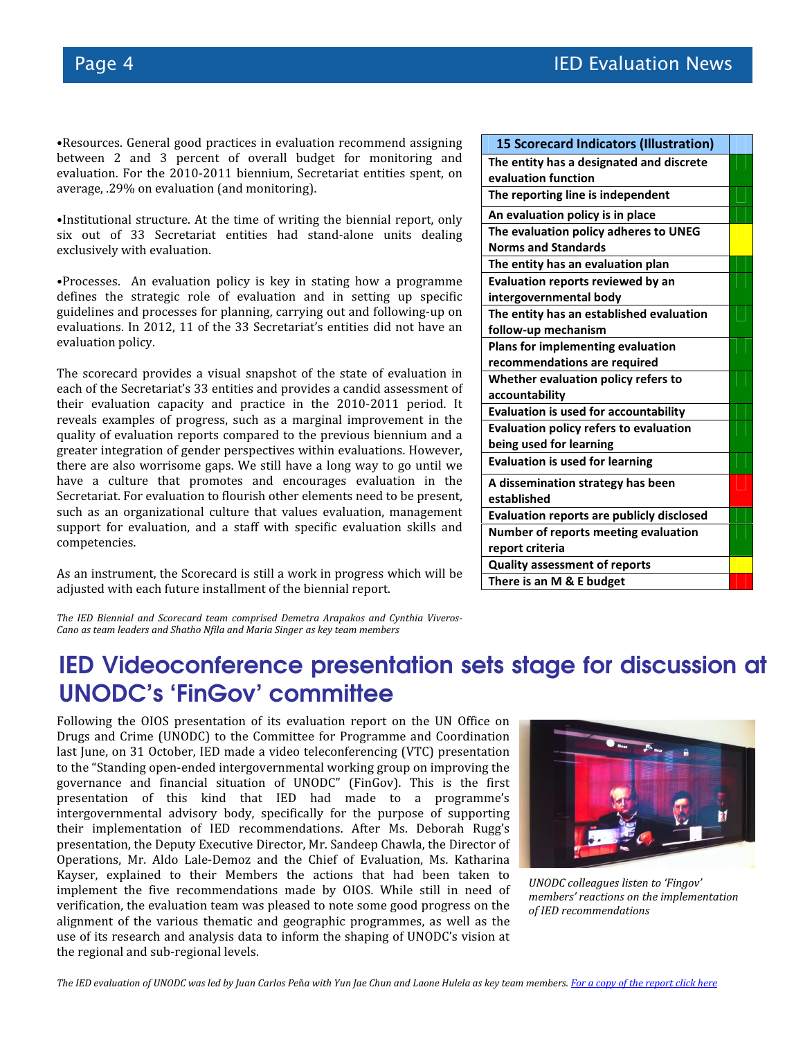•Resources. General good practices in evaluation recommend assigning between 2 and 3 percent of overall budget for monitoring and evaluation. For the 2010-2011 biennium, Secretariat entities spent, on average, .29% on evaluation (and monitoring).

•Institutional structure. At the time of writing the biennial report, only six out of 33 Secretariat entities had stand-alone units dealing exclusively with evaluation.

•Processes. An evaluation policy is key in stating how a programme defines the strategic role of evaluation and in setting up specific guidelines and processes for planning, carrying out and following-up on evaluations. In 2012, 11 of the 33 Secretariat's entities did not have an evaluation policy.

The scorecard provides a visual snapshot of the state of evaluation in each of the Secretariat's 33 entities and provides a candid assessment of their evaluation capacity and practice in the 2010-2011 period. It reveals examples of progress, such as a marginal improvement in the quality of evaluation reports compared to the previous biennium and a greater integration of gender perspectives within evaluations. However, there are also worrisome gaps. We still have a long way to go until we have a culture that promotes and encourages evaluation in the Secretariat. For evaluation to flourish other elements need to be present, such as an organizational culture that values evaluation, management support for evaluation, and a staff with specific evaluation skills and competencies.

As an instrument, the Scorecard is still a work in progress which will be adjusted with each future installment of the biennial report.

| 15 Scorecard Indicators (Illustration) | |
|---|---|
| The entity has a designated and discrete evaluation function | Green |
| The reporting line is independent | Green |
| An evaluation policy is in place | Green |
| The evaluation policy adheres to UNEG Norms and Standards | Yellow |
| The entity has an evaluation plan | Green |
| Evaluation reports reviewed by an intergovernmental body | Green |
| The entity has an established evaluation follow-up mechanism | Green |
| Plans for implementing evaluation recommendations are required | Green |
| Whether evaluation policy refers to accountability | Green |
| Evaluation is used for accountability | Green |
| Evaluation policy refers to evaluation being used for learning | Green |
| Evaluation is used for learning | Green |
| A dissemination strategy has been established | Red |
| Evaluation reports are publicly disclosed | Green |
| Number of reports meeting evaluation report criteria | Green |
| Quality assessment of reports | Yellow |
| There is an M & E budget | Red |

*The IED Biennial and Scorecard team comprised Demetra Arapakos and Cynthia Viveros-Cano as team leaders and Shatho Nfila and Maria Singer as key team members*

# IED Videoconference presentation sets stage for discussion at UNODC's 'FinGov' committee

Following the OIOS presentation of its evaluation report on the UN Office on Drugs and Crime (UNODC) to the Committee for Programme and Coordination last June, on 31 October, IED made a video teleconferencing (VTC) presentation to the "Standing open-ended intergovernmental working group on improving the governance and financial situation of UNODC" (FinGov). This is the first presentation of this kind that IED had made to a programme's intergovernmental advisory body, specifically for the purpose of supporting their implementation of IED recommendations. After Ms. Deborah Rugg's presentation, the Deputy Executive Director, Mr. Sandeep Chawla, the Director of Operations, Mr. Aldo Lale-Demoz and the Chief of Evaluation, Ms. Katharina Kayser, explained to their Members the actions that had been taken to implement the five recommendations made by OIOS. While still in need of verification, the evaluation team was pleased to note some good progress on the alignment of the various thematic and geographic programmes, as well as the use of its research and analysis data to inform the shaping of UNODC's vision at the regional and sub-regional levels.

*UNODC colleagues listen to 'Fingov' members' reactions on the implementation of IED recommendations*

*The IED evaluation of UNODC was led by Juan Carlos Peña with Yun Jae Chun and Laone Hulela as key team members. For a copy of the report click here*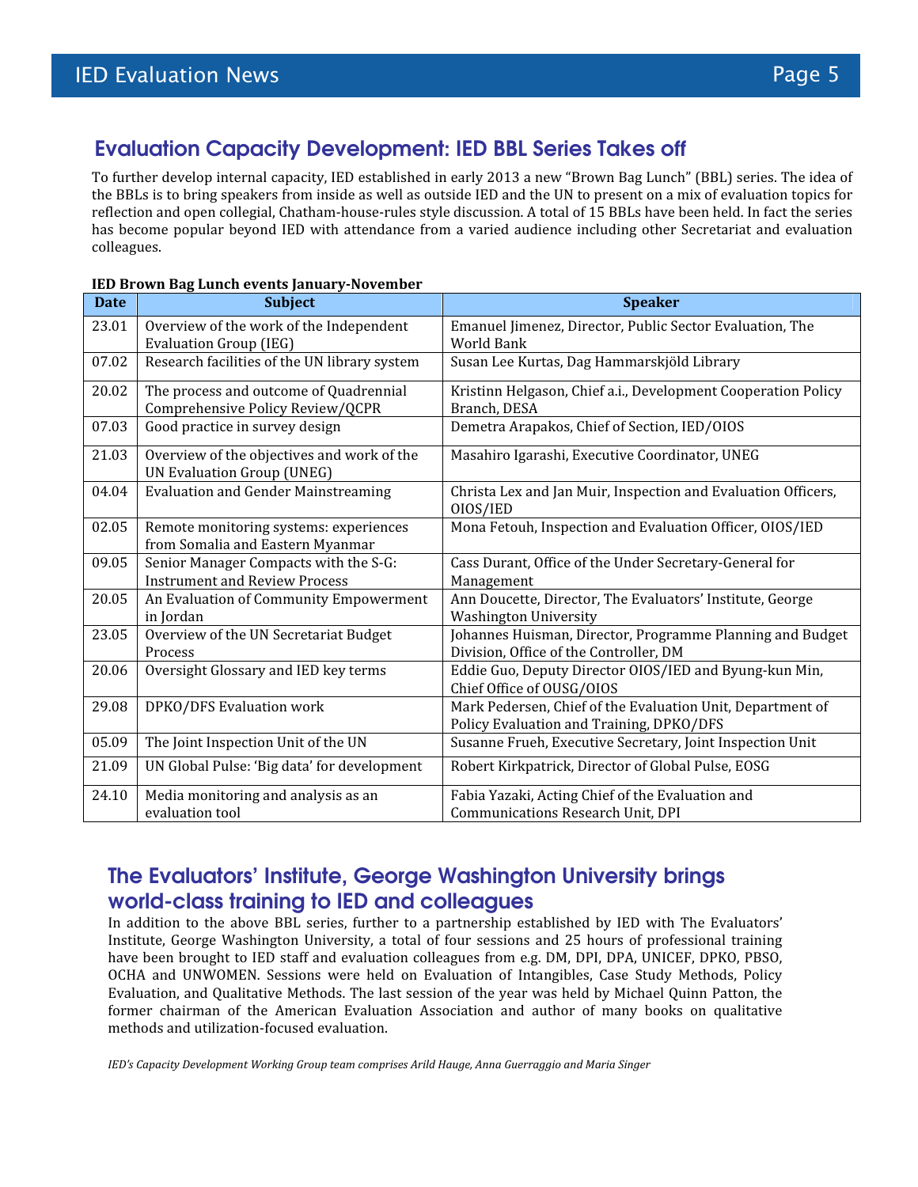## Evaluation Capacity Development: IED BBL Series Takes off

To further develop internal capacity, IED established in early 2013 a new "Brown Bag Lunch" (BBL) series. The idea of the BBLs is to bring speakers from inside as well as outside IED and the UN to present on a mix of evaluation topics for reflection and open collegial, Chatham-house-rules style discussion. A total of 15 BBLs have been held. In fact the series has become popular beyond IED with attendance from a varied audience including other Secretariat and evaluation colleagues.

**IED Brown Bag Lunch events January-November**

| Date | Subject | Speaker |
|---|---|---|
| 23.01 | Overview of the work of the Independent Evaluation Group (IEG) | Emanuel Jimenez, Director, Public Sector Evaluation, The World Bank |
| 07.02 | Research facilities of the UN library system | Susan Lee Kurtas, Dag Hammarskjöld Library |
| 20.02 | The process and outcome of Quadrennial Comprehensive Policy Review/QCPR | Kristinn Helgason, Chief a.i., Development Cooperation Policy Branch, DESA |
| 07.03 | Good practice in survey design | Demetra Arapakos, Chief of Section, IED/OIOS |
| 21.03 | Overview of the objectives and work of the UN Evaluation Group (UNEG) | Masahiro Igarashi, Executive Coordinator, UNEG |
| 04.04 | Evaluation and Gender Mainstreaming | Christa Lex and Jan Muir, Inspection and Evaluation Officers, OIOS/IED |
| 02.05 | Remote monitoring systems: experiences from Somalia and Eastern Myanmar | Mona Fetouh, Inspection and Evaluation Officer, OIOS/IED |
| 09.05 | Senior Manager Compacts with the S-G: Instrument and Review Process | Cass Durant, Office of the Under Secretary-General for Management |
| 20.05 | An Evaluation of Community Empowerment in Jordan | Ann Doucette, Director, The Evaluators' Institute, George Washington University |
| 23.05 | Overview of the UN Secretariat Budget Process | Johannes Huisman, Director, Programme Planning and Budget Division, Office of the Controller, DM |
| 20.06 | Oversight Glossary and IED key terms | Eddie Guo, Deputy Director OIOS/IED and Byung-kun Min, Chief Office of OUSG/OIOS |
| 29.08 | DPKO/DFS Evaluation work | Mark Pedersen, Chief of the Evaluation Unit, Department of Policy Evaluation and Training, DPKO/DFS |
| 05.09 | The Joint Inspection Unit of the UN | Susanne Frueh, Executive Secretary, Joint Inspection Unit |
| 21.09 | UN Global Pulse: 'Big data' for development | Robert Kirkpatrick, Director of Global Pulse, EOSG |
| 24.10 | Media monitoring and analysis as an evaluation tool | Fabia Yazaki, Acting Chief of the Evaluation and Communications Research Unit, DPI |

## The Evaluators' Institute, George Washington University brings world-class training to IED and colleagues

In addition to the above BBL series, further to a partnership established by IED with The Evaluators' Institute, George Washington University, a total of four sessions and 25 hours of professional training have been brought to IED staff and evaluation colleagues from e.g. DM, DPI, DPA, UNICEF, DPKO, PBSO, OCHA and UNWOMEN. Sessions were held on Evaluation of Intangibles, Case Study Methods, Policy Evaluation, and Qualitative Methods. The last session of the year was held by Michael Quinn Patton, the former chairman of the American Evaluation Association and author of many books on qualitative methods and utilization-focused evaluation.

*IED's Capacity Development Working Group team comprises Arild Hauge, Anna Guerraggio and Maria Singer*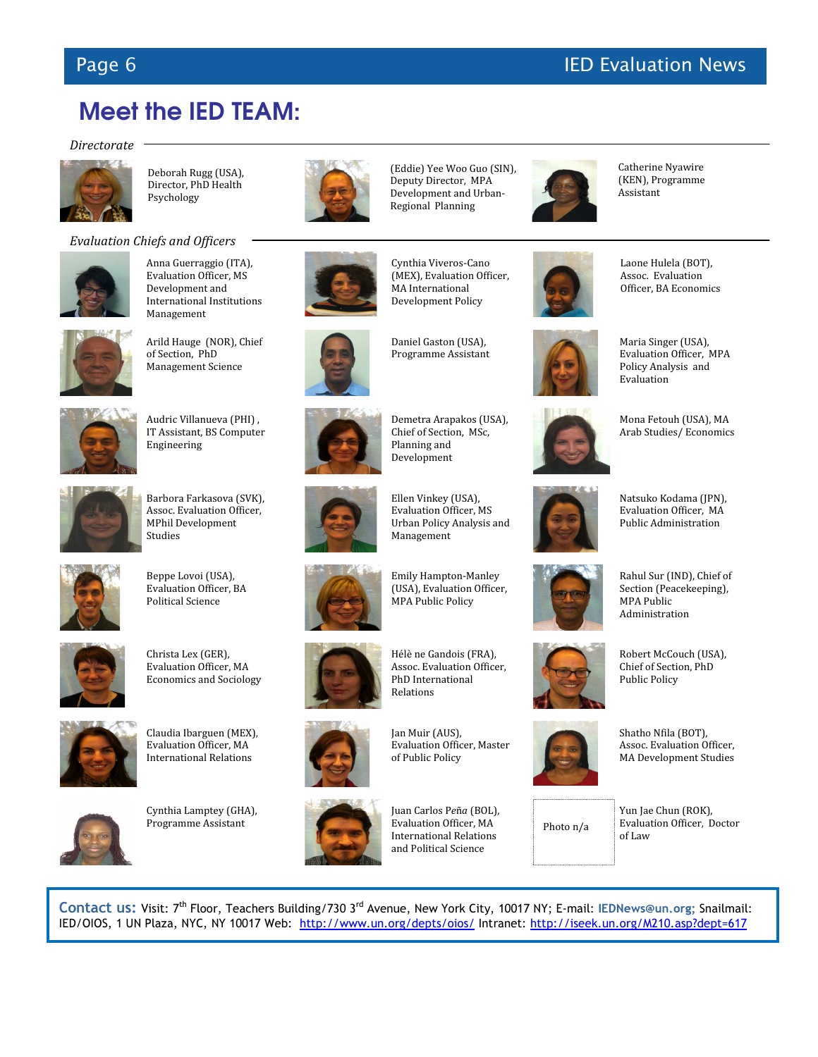# Meet the IED TEAM:

*Directorate*

Deborah Rugg (USA), Director, PhD Health Psychology

(Eddie) Yee Woo Guo (SIN), Deputy Director, MPA Development and Urban-Regional Planning

Catherine Nyawire (KEN), Programme Assistant

*Evaluation Chiefs and Officers*

Anna Guerraggio (ITA), Evaluation Officer, MS Development and International Institutions Management

Cynthia Viveros-Cano (MEX), Evaluation Officer, MA International Development Policy

Laone Hulela (BOT), Assoc. Evaluation Officer, BA Economics

Arild Hauge (NOR), Chief of Section, PhD Management Science

Daniel Gaston (USA), Programme Assistant

Maria Singer (USA), Evaluation Officer, MPA Policy Analysis and Evaluation

Audric Villanueva (PHI), IT Assistant, BS Computer Engineering

Demetra Arapakos (USA), Chief of Section, MSc, Planning and Development

Mona Fetouh (USA), MA Arab Studies/ Economics

Barbora Farkasova (SVK), Assoc. Evaluation Officer, MPhil Development Studies

Ellen Vinkey (USA), Evaluation Officer, MS Urban Policy Analysis and Management

Natsuko Kodama (JPN), Evaluation Officer, MA Public Administration

Beppe Lovoi (USA), Evaluation Officer, BA Political Science

Emily Hampton-Manley (USA), Evaluation Officer, MPA Public Policy

Rahul Sur (IND), Chief of Section (Peacekeeping), MPA Public Administration

Christa Lex (GER), Evaluation Officer, MA Economics and Sociology

Hélè ne Gandois (FRA), Assoc. Evaluation Officer, PhD International Relations

Robert McCouch (USA), Chief of Section, PhD Public Policy

Claudia Ibarguen (MEX), Evaluation Officer, MA International Relations

Jan Muir (AUS), Evaluation Officer, Master of Public Policy

Shatho Nfila (BOT), Assoc. Evaluation Officer, MA Development Studies

Cynthia Lamptey (GHA), Programme Assistant

Juan Carlos Peña (BOL), Evaluation Officer, MA International Relations and Political Science

Photo n/a

Yun Jae Chun (ROK), Evaluation Officer, Doctor of Law

**Contact us:** Visit: 7th Floor, Teachers Building/730 3rd Avenue, New York City, 10017 NY; E-mail: **IEDNews@un.org;** Snailmail: IED/OIOS, 1 UN Plaza, NYC, NY 10017 Web: http://www.un.org/depts/oios/ Intranet: http://iseek.un.org/M210.asp?dept=617